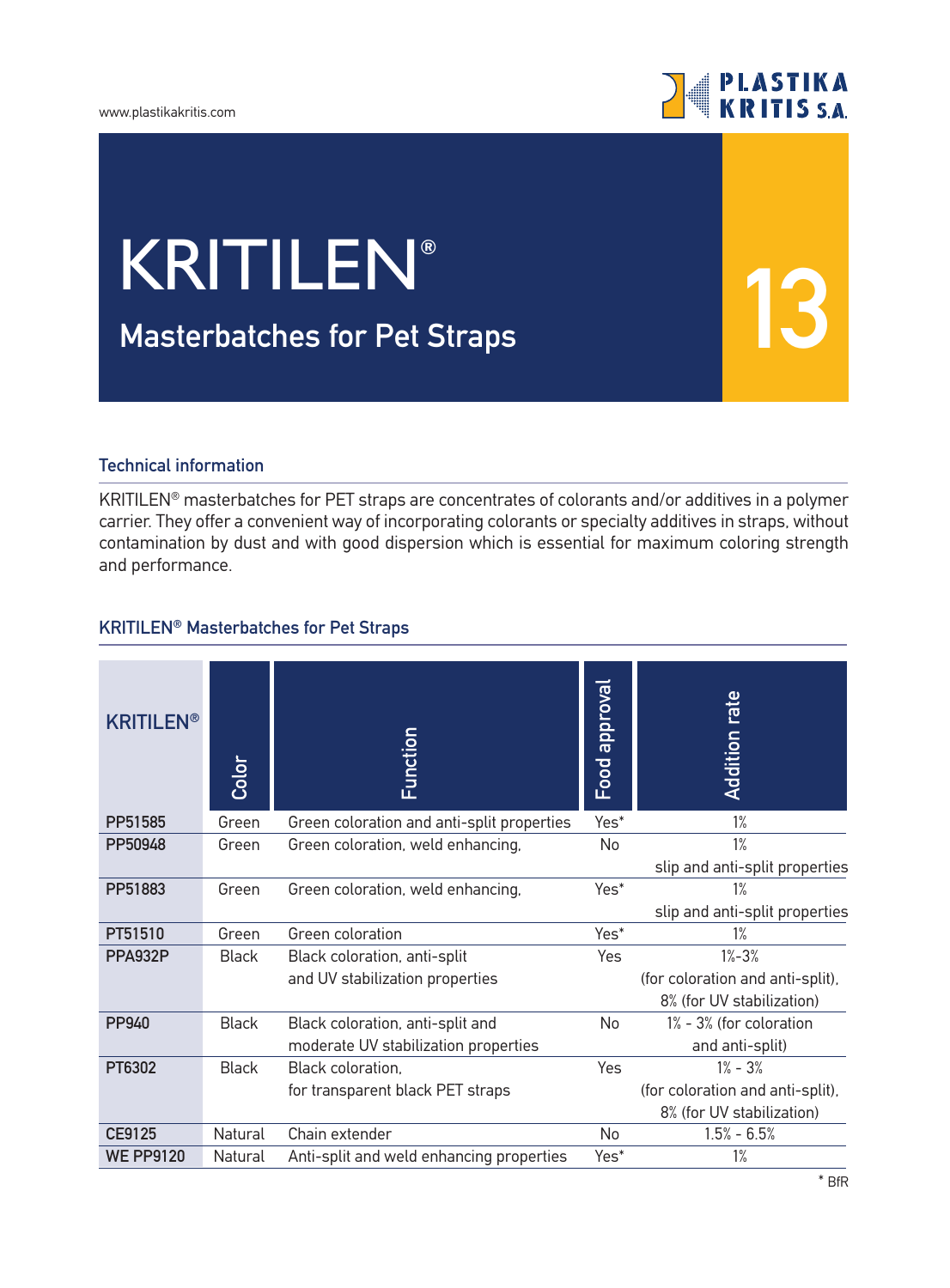# KRITILEN®

## Masterbatches for Pet Straps

13

### Technical information

KRITILEN® masterbatches for PET straps are concentrates of colorants and/or additives in a polymer carrier. They offer a convenient way of incorporating colorants or specialty additives in straps, without contamination by dust and with good dispersion which is essential for maximum coloring strength and performance.

### KRITILEN® Masterbatches for Pet Straps

| KRITILEN® | Color | Function | Food approval | Addition rate |
|---|---|---|---|---|
| PP51585 | Green | Green coloration and anti-split properties | Yes* | 1% |
| PP50948 | Green | Green coloration, weld enhancing, slip and anti-split properties | No | 1% |
| PP51883 | Green | Green coloration, weld enhancing, slip and anti-split properties | Yes* | 1% |
| PT51510 | Green | Green coloration | Yes* | 1% |
| PPA932P | Black | Black coloration, anti-split and UV stabilization properties | Yes | 1%-3% (for coloration and anti-split), 8% (for UV stabilization) |
| PP940 | Black | Black coloration, anti-split and moderate UV stabilization properties | No | 1% - 3% (for coloration and anti-split) |
| PT6302 | Black | Black coloration, for transparent black PET straps | Yes | 1% - 3% (for coloration and anti-split), 8% (for UV stabilization) |
| CE9125 | Natural | Chain extender | No | 1.5% - 6.5% |
| WE PP9120 | Natural | Anti-split and weld enhancing properties | Yes* | 1% |

* BfR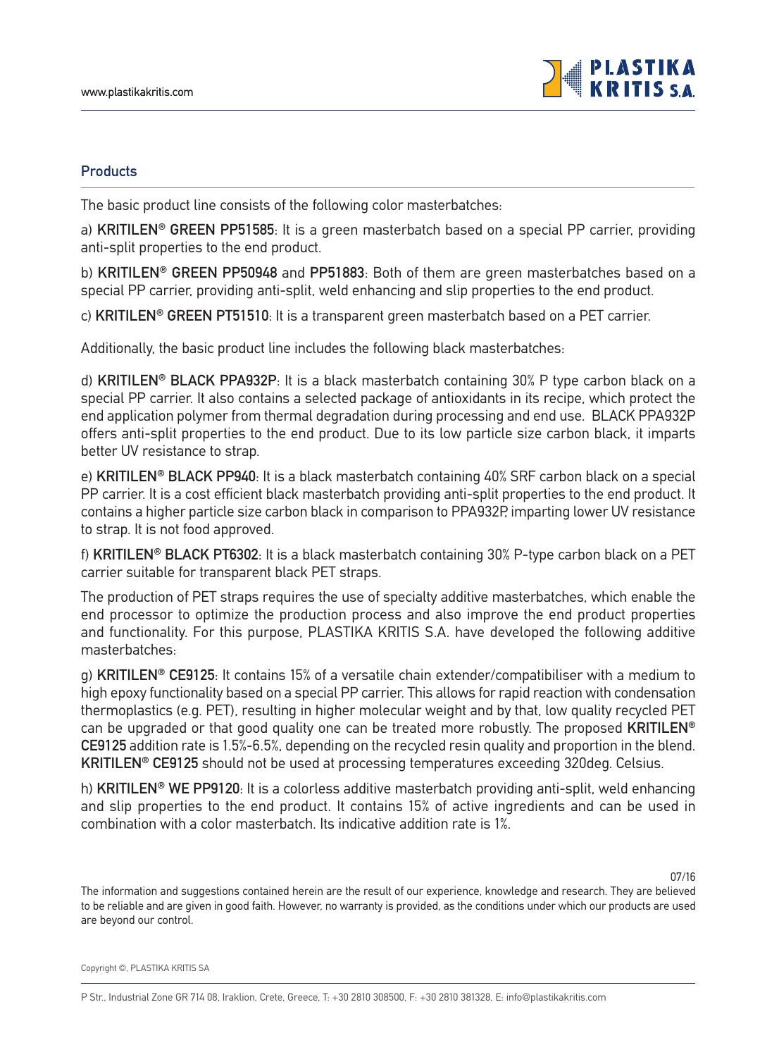## Products

The basic product line consists of the following color masterbatches:

a) **KRITILEN® GREEN PP51585**: It is a green masterbatch based on a special PP carrier, providing anti-split properties to the end product.

b) **KRITILEN® GREEN PP50948** and **PP51883**: Both of them are green masterbatches based on a special PP carrier, providing anti-split, weld enhancing and slip properties to the end product.

c) **KRITILEN® GREEN PT51510**: It is a transparent green masterbatch based on a PET carrier.

Additionally, the basic product line includes the following black masterbatches:

d) **KRITILEN® BLACK PPA932P**: It is a black masterbatch containing 30% P type carbon black on a special PP carrier. It also contains a selected package of antioxidants in its recipe, which protect the end application polymer from thermal degradation during processing and end use. BLACK PPA932P offers anti-split properties to the end product. Due to its low particle size carbon black, it imparts better UV resistance to strap.

e) **KRITILEN® BLACK PP940**: It is a black masterbatch containing 40% SRF carbon black on a special PP carrier. It is a cost efficient black masterbatch providing anti-split properties to the end product. It contains a higher particle size carbon black in comparison to PPA932P, imparting lower UV resistance to strap. It is not food approved.

f) **KRITILEN® BLACK PT6302**: It is a black masterbatch containing 30% P-type carbon black on a PET carrier suitable for transparent black PET straps.

The production of PET straps requires the use of specialty additive masterbatches, which enable the end processor to optimize the production process and also improve the end product properties and functionality. For this purpose, PLASTIKA KRITIS S.A. have developed the following additive masterbatches:

g) **KRITILEN® CE9125**: It contains 15% of a versatile chain extender/compatibiliser with a medium to high epoxy functionality based on a special PP carrier. This allows for rapid reaction with condensation thermoplastics (e.g. PET), resulting in higher molecular weight and by that, low quality recycled PET can be upgraded or that good quality one can be treated more robustly. The proposed **KRITILEN® CE9125** addition rate is 1.5%-6.5%, depending on the recycled resin quality and proportion in the blend. **KRITILEN® CE9125** should not be used at processing temperatures exceeding 320deg. Celsius.

h) **KRITILEN® WE PP9120**: It is a colorless additive masterbatch providing anti-split, weld enhancing and slip properties to the end product. It contains 15% of active ingredients and can be used in combination with a color masterbatch. Its indicative addition rate is 1%.

07/16

The information and suggestions contained herein are the result of our experience, knowledge and research. They are believed to be reliable and are given in good faith. However, no warranty is provided, as the conditions under which our products are used are beyond our control.